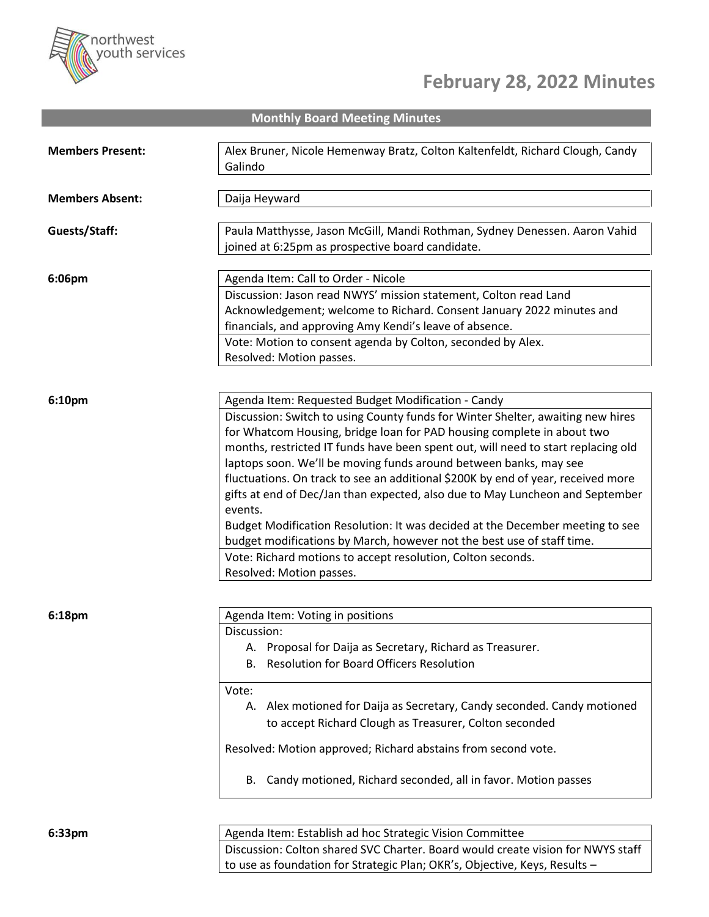northwest youth services

# February 28, 2022 Minutes

## Monthly Board Meeting Minutes

**Members Present:** Alex Bruner, Nicole Hemenway Bratz, Colton Kaltenfeldt, Richard Clough, Candy Galindo

**Members Absent:** Daija Heyward

**Guests/Staff:** Paula Matthysse, Jason McGill, Mandi Rothman, Sydney Denessen. Aaron Vahid joined at 6:25pm as prospective board candidate.

**6:06pm**

Agenda Item: Call to Order - Nicole

Discussion: Jason read NWYS' mission statement, Colton read Land Acknowledgement; welcome to Richard. Consent January 2022 minutes and financials, and approving Amy Kendi's leave of absence.

Vote: Motion to consent agenda by Colton, seconded by Alex.
Resolved: Motion passes.

**6:10pm**

Agenda Item: Requested Budget Modification - Candy

Discussion: Switch to using County funds for Winter Shelter, awaiting new hires for Whatcom Housing, bridge loan for PAD housing complete in about two months, restricted IT funds have been spent out, will need to start replacing old laptops soon. We'll be moving funds around between banks, may see fluctuations. On track to see an additional $200K by end of year, received more gifts at end of Dec/Jan than expected, also due to May Luncheon and September events.
Budget Modification Resolution: It was decided at the December meeting to see budget modifications by March, however not the best use of staff time.

Vote: Richard motions to accept resolution, Colton seconds.
Resolved: Motion passes.

**6:18pm**

Agenda Item: Voting in positions

Discussion:

A. Proposal for Daija as Secretary, Richard as Treasurer.
B. Resolution for Board Officers Resolution

Vote:

A. Alex motioned for Daija as Secretary, Candy seconded. Candy motioned to accept Richard Clough as Treasurer, Colton seconded

Resolved: Motion approved; Richard abstains from second vote.

B. Candy motioned, Richard seconded, all in favor. Motion passes

**6:33pm**

Agenda Item: Establish ad hoc Strategic Vision Committee

Discussion: Colton shared SVC Charter. Board would create vision for NWYS staff to use as foundation for Strategic Plan; OKR's, Objective, Keys, Results –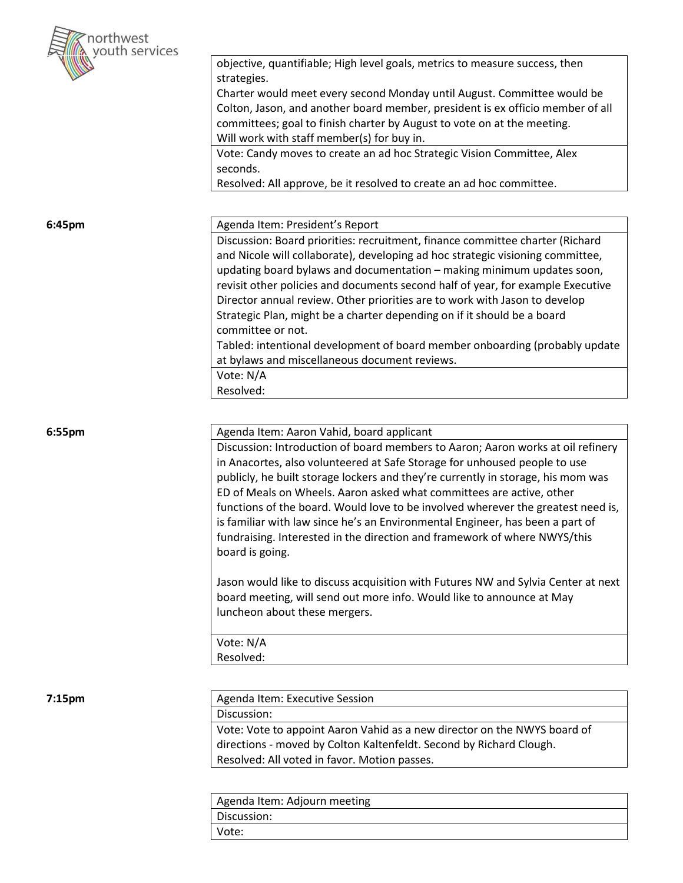| | |
|---|---|
| | objective, quantifiable; High level goals, metrics to measure success, then strategies. Charter would meet every second Monday until August. Committee would be Colton, Jason, and another board member, president is ex officio member of all committees; goal to finish charter by August to vote on at the meeting. Will work with staff member(s) for buy in. |
| | Vote: Candy moves to create an ad hoc Strategic Vision Committee, Alex seconds. Resolved: All approve, be it resolved to create an ad hoc committee. |

| | |
|---|---|
| **6:45pm** | Agenda Item: President's Report |
| | Discussion: Board priorities: recruitment, finance committee charter (Richard and Nicole will collaborate), developing ad hoc strategic visioning committee, updating board bylaws and documentation – making minimum updates soon, revisit other policies and documents second half of year, for example Executive Director annual review. Other priorities are to work with Jason to develop Strategic Plan, might be a charter depending on if it should be a board committee or not. Tabled: intentional development of board member onboarding (probably update at bylaws and miscellaneous document reviews. |
| | Vote: N/A Resolved: |

| | |
|---|---|
| **6:55pm** | Agenda Item: Aaron Vahid, board applicant |
| | Discussion: Introduction of board members to Aaron; Aaron works at oil refinery in Anacortes, also volunteered at Safe Storage for unhoused people to use publicly, he built storage lockers and they're currently in storage, his mom was ED of Meals on Wheels. Aaron asked what committees are active, other functions of the board. Would love to be involved wherever the greatest need is, is familiar with law since he's an Environmental Engineer, has been a part of fundraising. Interested in the direction and framework of where NWYS/this board is going. <br><br> Jason would like to discuss acquisition with Futures NW and Sylvia Center at next board meeting, will send out more info. Would like to announce at May luncheon about these mergers. |
| | Vote: N/A Resolved: |

| | |
|---|---|
| **7:15pm** | Agenda Item: Executive Session |
| | Discussion: |
| | Vote: Vote to appoint Aaron Vahid as a new director on the NWYS board of directions - moved by Colton Kaltenfeldt. Second by Richard Clough. Resolved: All voted in favor. Motion passes. |

| | |
|---|---|
| | Agenda Item: Adjourn meeting |
| | Discussion: |
| | Vote: |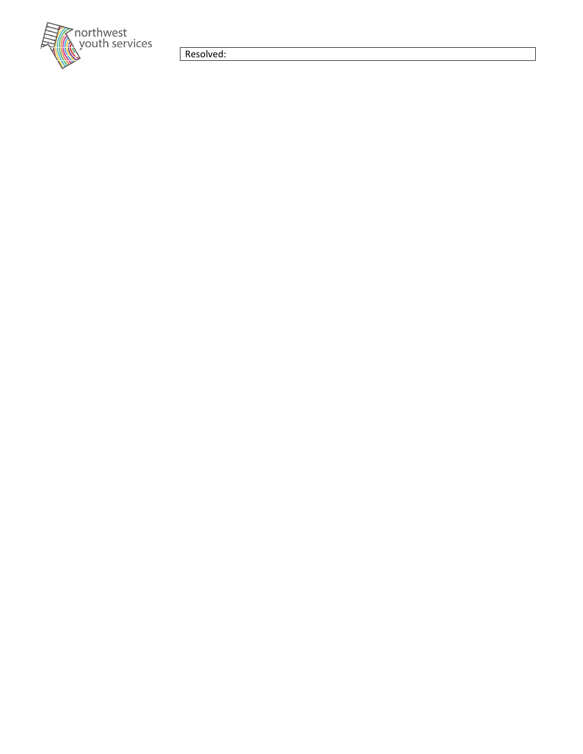Resolved: